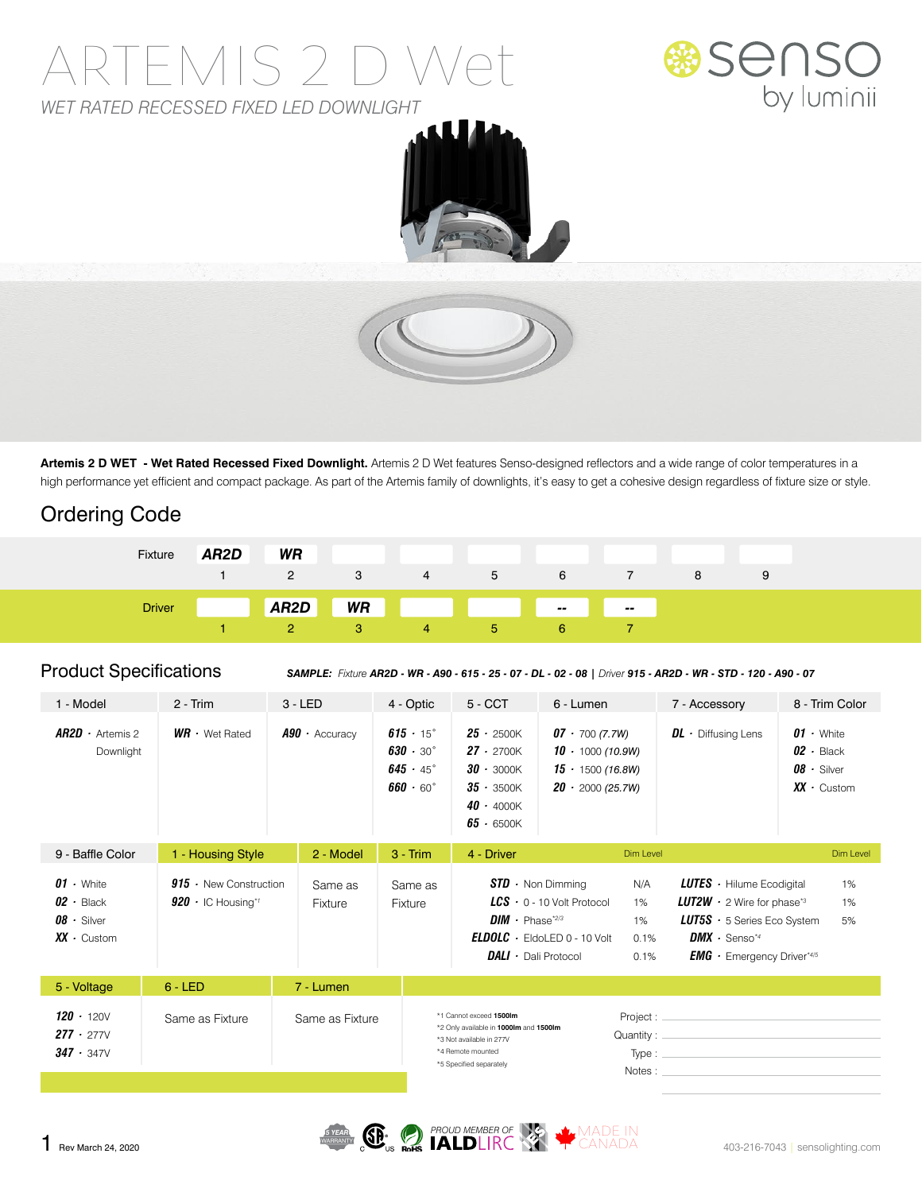# ARTEMIS 2 D Wet

*WET RATED RECESSED FIXED LED DOWNLIGHT*

senso by luminii

**Artemis 2 D WET - Wet Rated Recessed Fixed Downlight.** Artemis 2 D Wet features Senso-designed reflectors and a wide range of color temperatures in a high performance yet efficient and compact package. As part of the Artemis family of downlights, it's easy to get a cohesive design regardless of fixture size or style.

## Ordering Code

| | 1 | 2 | 3 | 4 | 5 | 6 | 7 | 8 | 9 |
|---|---|---|---|---|---|---|---|---|---|
| Fixture | **AR2D** | **WR** | | | | | | | |
| Driver | | **AR2D** | **WR** | | | -- | -- | | |

## Product Specifications

***SAMPLE:** Fixture **AR2D - WR - A90 - 615 - 25 - 07 - DL - 02 - 08** | Driver **915 - AR2D - WR - STD - 120 - A90 - 07***

| 1 - Model | 2 - Trim | 3 - LED | 4 - Optic | 5 - CCT | 6 - Lumen | 7 - Accessory | 8 - Trim Color |
|---|---|---|---|---|---|---|---|
| ***AR2D*** · Artemis 2 Downlight | ***WR*** · Wet Rated | ***A90*** · Accuracy | ***615*** · 15˚ | ***25*** · 2500K | ***07*** · 700 *(7.7W)* | ***DL*** · Diffusing Lens | ***01*** · White |
| | | | ***630*** · 30˚ | ***27*** · 2700K | ***10*** · 1000 *(10.9W)* | | ***02*** · Black |
| | | | ***645*** · 45˚ | ***30*** · 3000K | ***15*** · 1500 *(16.8W)* | | ***08*** · Silver |
| | | | ***660*** · 60˚ | ***35*** · 3500K | ***20*** · 2000 *(25.7W)* | | ***XX*** · Custom |
| | | | | ***40*** · 4000K | | | |
| | | | | ***65*** · 6500K | | | |

| 9 - Baffle Color | 1 - Housing Style | 2 - Model | 3 - Trim | 4 - Driver | Dim Level | | Dim Level |
|---|---|---|---|---|---|---|---|
| ***01*** · White | ***915*** · New Construction | Same as Fixture | Same as Fixture | ***STD*** · Non Dimming | N/A | ***LUTES*** · Hilume Ecodigital | 1% |
| ***02*** · Black | ***920*** · IC Housing*1 | | | ***LCS*** · 0 - 10 Volt Protocol | 1% | ***LUT2W*** · 2 Wire for phase*3 | 1% |
| ***08*** · Silver | | | | ***DIM*** · Phase*2/3 | 1% | ***LUT5S*** · 5 Series Eco System | 5% |
| ***XX*** · Custom | | | | ***ELDOLC*** · EldoLED 0 - 10 Volt | 0.1% | ***DMX*** · Senso*4 | |
| | | | | ***DALI*** · Dali Protocol | 0.1% | ***EMG*** · Emergency Driver*4/5 | |

| 5 - Voltage | 6 - LED | 7 - Lumen |
|---|---|---|
| ***120*** · 120V | Same as Fixture | Same as Fixture |
| ***277*** · 277V | | |
| ***347*** · 347V | | |

*1 Cannot exceed **1500lm**
*2 Only available in **1000lm** and **1500lm**
*3 Not available in 277V
*4 Remote mounted
*5 Specified separately

Project :
Quantity :
Type :
Notes :

Rev March 24, 2020

5 YEAR WARRANTY · CSA · RoHS · PROUD MEMBER OF IALD LIRC · MADE IN CANADA

403-216-7043 | sensolighting.com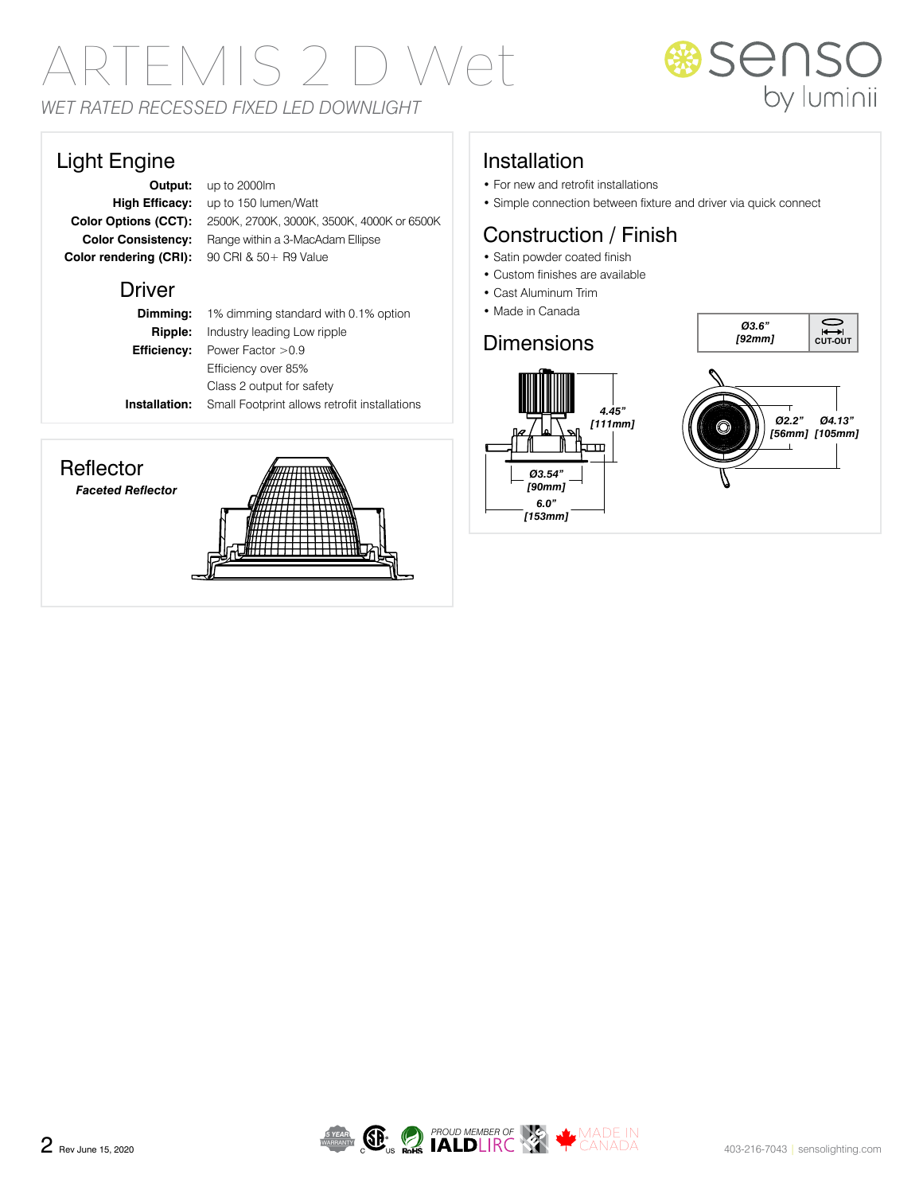# ARTEMIS 2 D Wet

*WET RATED RECESSED FIXED LED DOWNLIGHT*

senso by luminii

## Light Engine

| | |
|---|---|
| **Output:** | up to 2000lm |
| **High Efficacy:** | up to 150 lumen/Watt |
| **Color Options (CCT):** | 2500K, 2700K, 3000K, 3500K, 4000K or 6500K |
| **Color Consistency:** | Range within a 3-MacAdam Ellipse |
| **Color rendering (CRI):** | 90 CRI & 50+ R9 Value |

## Driver

| | |
|---|---|
| **Dimming:** | 1% dimming standard with 0.1% option |
| **Ripple:** | Industry leading Low ripple |
| **Efficiency:** | Power Factor >0.9 |
| | Efficiency over 85% |
| | Class 2 output for safety |
| **Installation:** | Small Footprint allows retrofit installations |

## Reflector

***Faceted Reflector***

## Installation

- For new and retrofit installations
- Simple connection between fixture and driver via quick connect

## Construction / Finish

- Satin powder coated finish
- Custom finishes are available
- Cast Aluminum Trim
- Made in Canada

## Dimensions

| Ø3.6" [92mm] | CUT-OUT |
|---|---|

4.45" [111mm]

Ø3.54" [90mm]

6.0" [153mm]

Ø2.2" [56mm]

Ø4.13" [105mm]

Rev June 15, 2020

5 YEAR WARRANTY · CSA C US · RoHS · PROUD MEMBER OF IALD LIRC · IES · MADE IN CANADA

403-216-7043 | sensolighting.com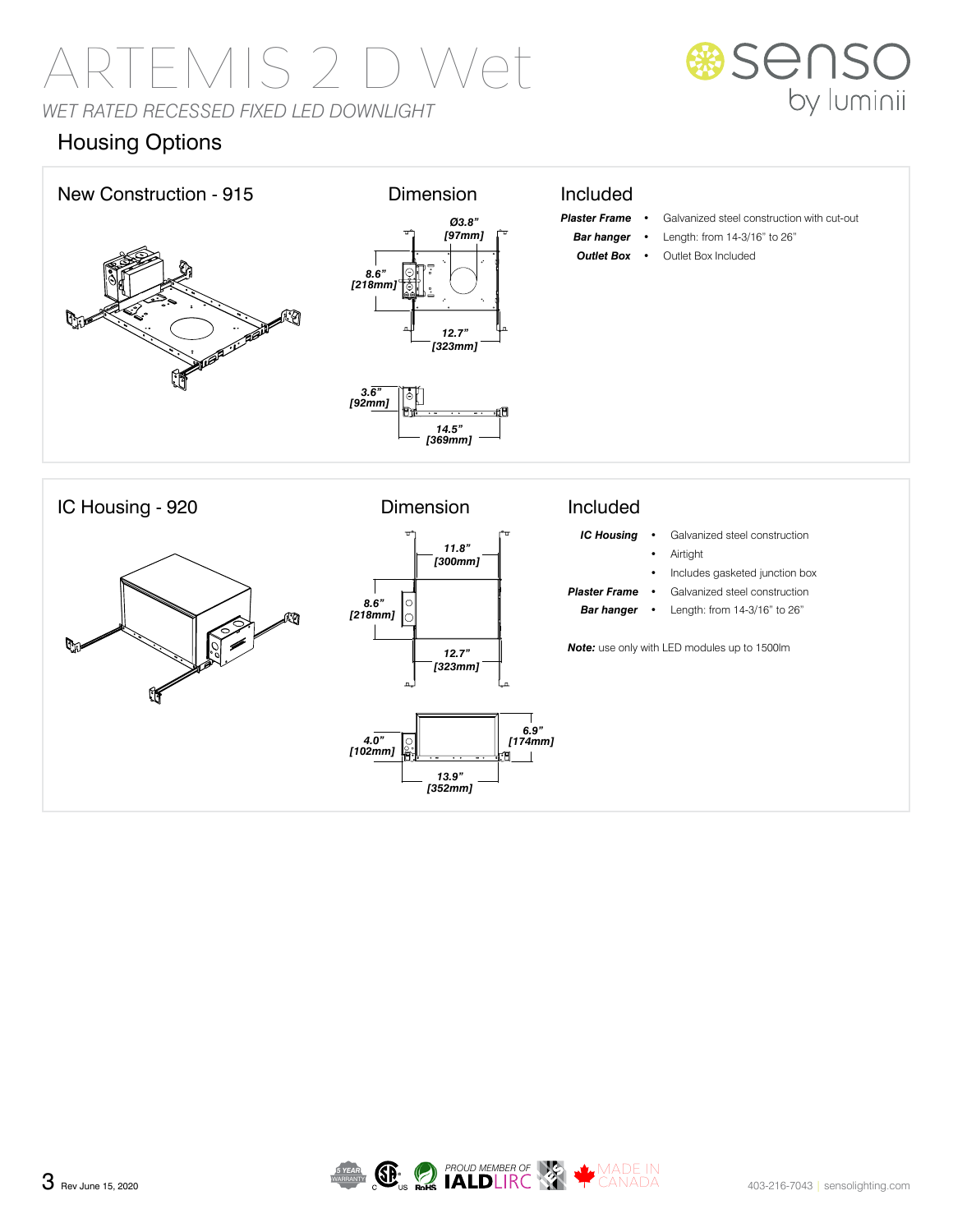# ARTEMIS 2 D Wet

*WET RATED RECESSED FIXED LED DOWNLIGHT*

## Housing Options

### New Construction - 915

**Dimension**

Ø3.8"
[97mm]

8.6"
[218mm]

12.7"
[323mm]

3.6"
[92mm]

14.5"
[369mm]

**Included**

- ***Plaster Frame*** • Galvanized steel construction with cut-out
- ***Bar hanger*** • Length: from 14-3/16" to 26"
- ***Outlet Box*** • Outlet Box Included

### IC Housing - 920

**Dimension**

11.8"
[300mm]

8.6"
[218mm]

12.7"
[323mm]

4.0"
[102mm]

6.9"
[174mm]

13.9"
[352mm]

**Included**

- ***IC Housing*** • Galvanized steel construction
  - Airtight
  - Includes gasketed junction box
- ***Plaster Frame*** • Galvanized steel construction
- ***Bar hanger*** • Length: from 14-3/16" to 26"

***Note:*** use only with LED modules up to 1500lm

Rev June 15, 2020

5 YEAR WARRANTY | RoHS | PROUD MEMBER OF IALD LIRC | MADE IN CANADA

403-216-7043 | sensolighting.com